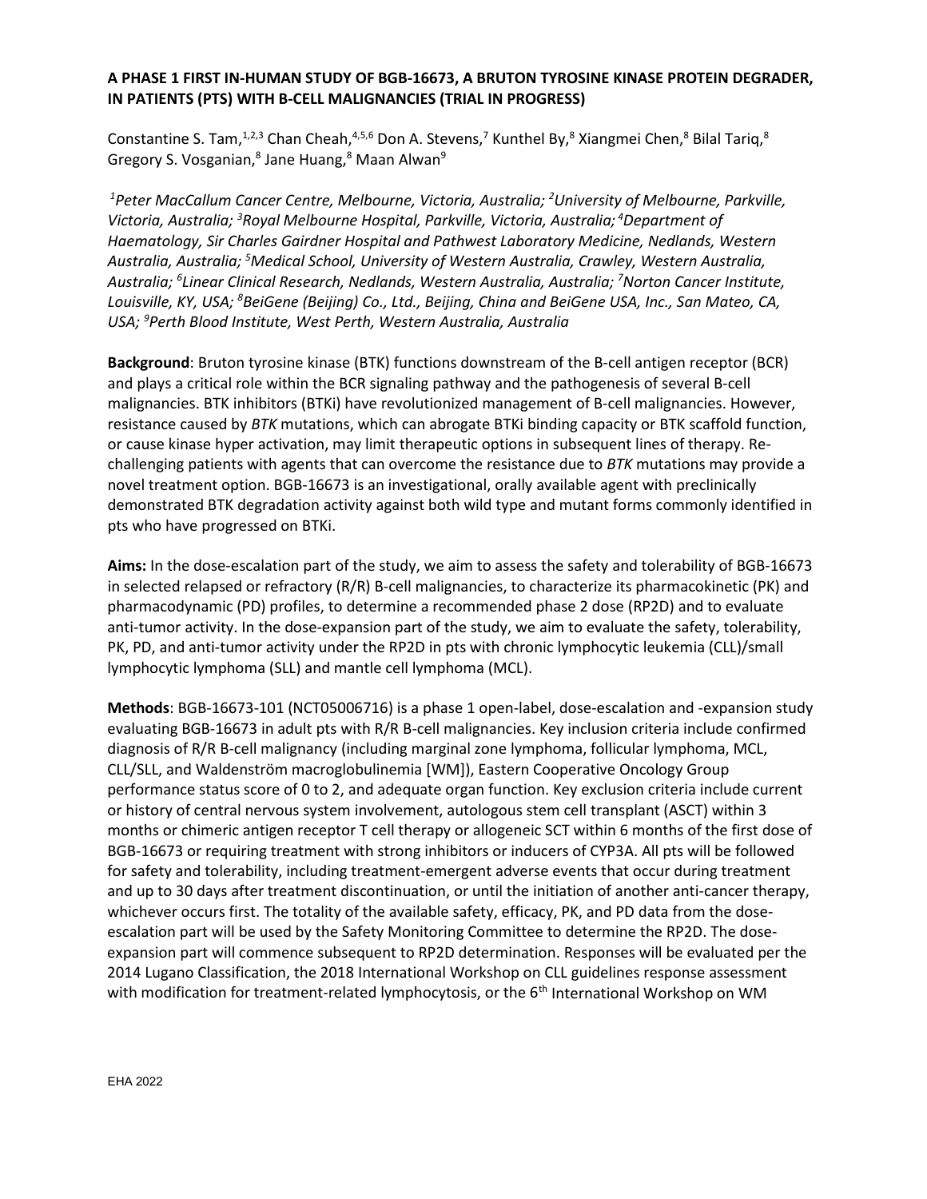**A PHASE 1 FIRST IN-HUMAN STUDY OF BGB-16673, A BRUTON TYROSINE KINASE PROTEIN DEGRADER, IN PATIENTS (PTS) WITH B-CELL MALIGNANCIES (TRIAL IN PROGRESS)**

Constantine S. Tam,[1,2,3] Chan Cheah,[4,5,6] Don A. Stevens,[7] Kunthel By,[8] Xiangmei Chen,[8] Bilal Tariq,[8] Gregory S. Vosganian,[8] Jane Huang,[8] Maan Alwan[9]

*[1]Peter MacCallum Cancer Centre, Melbourne, Victoria, Australia; [2]University of Melbourne, Parkville, Victoria, Australia; [3]Royal Melbourne Hospital, Parkville, Victoria, Australia; [4]Department of Haematology, Sir Charles Gairdner Hospital and Pathwest Laboratory Medicine, Nedlands, Western Australia, Australia; [5]Medical School, University of Western Australia, Crawley, Western Australia, Australia; [6]Linear Clinical Research, Nedlands, Western Australia, Australia; [7]Norton Cancer Institute, Louisville, KY, USA; [8]BeiGene (Beijing) Co., Ltd., Beijing, China and BeiGene USA, Inc., San Mateo, CA, USA; [9]Perth Blood Institute, West Perth, Western Australia, Australia*

**Background**: Bruton tyrosine kinase (BTK) functions downstream of the B-cell antigen receptor (BCR) and plays a critical role within the BCR signaling pathway and the pathogenesis of several B-cell malignancies. BTK inhibitors (BTKi) have revolutionized management of B-cell malignancies. However, resistance caused by *BTK* mutations, which can abrogate BTKi binding capacity or BTK scaffold function, or cause kinase hyper activation, may limit therapeutic options in subsequent lines of therapy. Re-challenging patients with agents that can overcome the resistance due to *BTK* mutations may provide a novel treatment option. BGB-16673 is an investigational, orally available agent with preclinically demonstrated BTK degradation activity against both wild type and mutant forms commonly identified in pts who have progressed on BTKi.

**Aims:** In the dose-escalation part of the study, we aim to assess the safety and tolerability of BGB-16673 in selected relapsed or refractory (R/R) B-cell malignancies, to characterize its pharmacokinetic (PK) and pharmacodynamic (PD) profiles, to determine a recommended phase 2 dose (RP2D) and to evaluate anti-tumor activity. In the dose-expansion part of the study, we aim to evaluate the safety, tolerability, PK, PD, and anti-tumor activity under the RP2D in pts with chronic lymphocytic leukemia (CLL)/small lymphocytic lymphoma (SLL) and mantle cell lymphoma (MCL).

**Methods**: BGB-16673-101 (NCT05006716) is a phase 1 open-label, dose-escalation and -expansion study evaluating BGB-16673 in adult pts with R/R B-cell malignancies. Key inclusion criteria include confirmed diagnosis of R/R B-cell malignancy (including marginal zone lymphoma, follicular lymphoma, MCL, CLL/SLL, and Waldenström macroglobulinemia [WM]), Eastern Cooperative Oncology Group performance status score of 0 to 2, and adequate organ function. Key exclusion criteria include current or history of central nervous system involvement, autologous stem cell transplant (ASCT) within 3 months or chimeric antigen receptor T cell therapy or allogeneic SCT within 6 months of the first dose of BGB-16673 or requiring treatment with strong inhibitors or inducers of CYP3A. All pts will be followed for safety and tolerability, including treatment-emergent adverse events that occur during treatment and up to 30 days after treatment discontinuation, or until the initiation of another anti-cancer therapy, whichever occurs first. The totality of the available safety, efficacy, PK, and PD data from the dose-escalation part will be used by the Safety Monitoring Committee to determine the RP2D. The dose-expansion part will commence subsequent to RP2D determination. Responses will be evaluated per the 2014 Lugano Classification, the 2018 International Workshop on CLL guidelines response assessment with modification for treatment-related lymphocytosis, or the 6th International Workshop on WM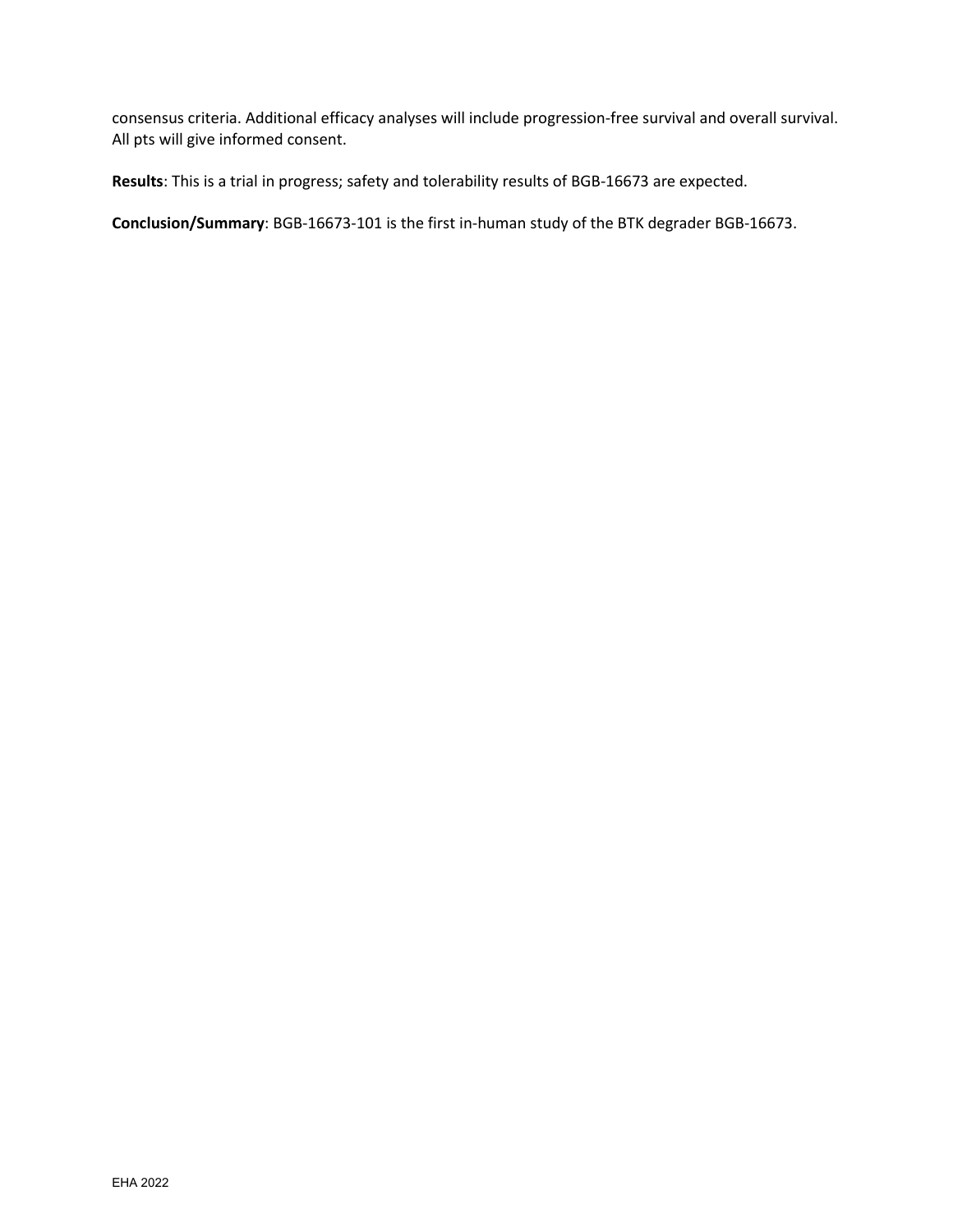consensus criteria. Additional efficacy analyses will include progression-free survival and overall survival. All pts will give informed consent.

**Results**: This is a trial in progress; safety and tolerability results of BGB-16673 are expected.

**Conclusion/Summary**: BGB-16673-101 is the first in-human study of the BTK degrader BGB-16673.